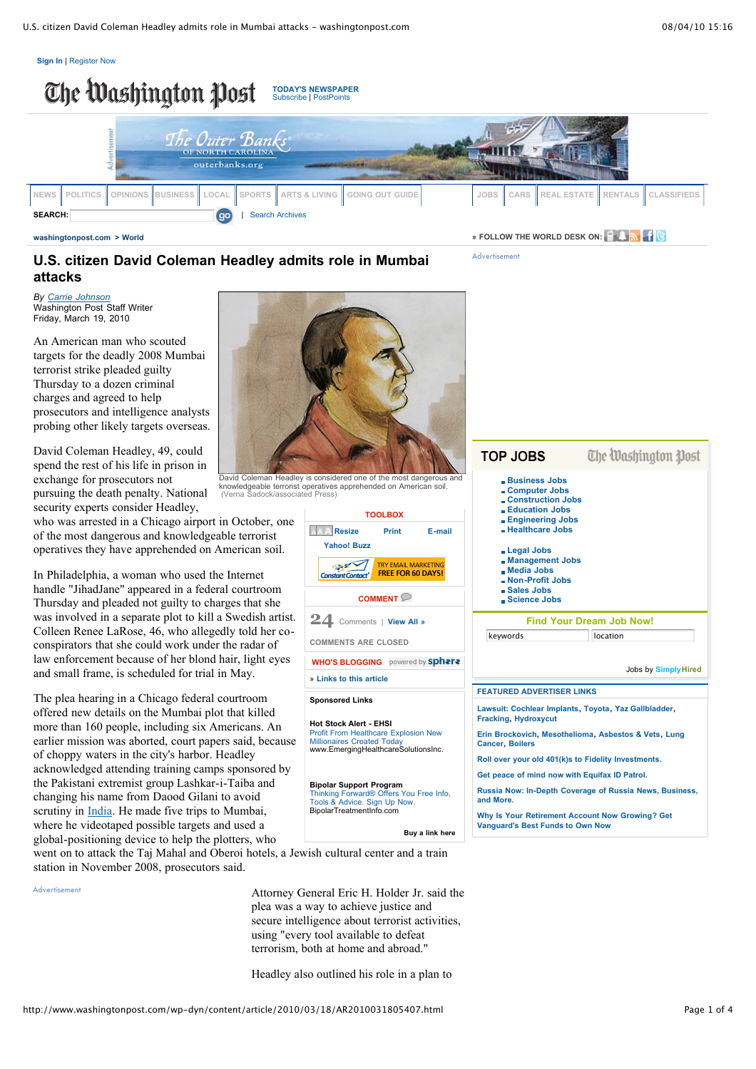# U.S. citizen David Coleman Headley admits role in Mumbai attacks

By Carrie Johnson
Washington Post Staff Writer
Friday, March 19, 2010

An American man who scouted targets for the deadly 2008 Mumbai terrorist strike pleaded guilty Thursday to a dozen criminal charges and agreed to help prosecutors and intelligence analysts probing other likely targets overseas.

David Coleman Headley is considered one of the most dangerous and knowledgeable terrorist operatives apprehended on American soil. (Verna Sadock/associated Press)

David Coleman Headley, 49, could spend the rest of his life in prison in exchange for prosecutors not pursuing the death penalty. National security experts consider Headley, who was arrested in a Chicago airport in October, one of the most dangerous and knowledgeable terrorist operatives they have apprehended on American soil.

In Philadelphia, a woman who used the Internet handle "JihadJane" appeared in a federal courtroom Thursday and pleaded not guilty to charges that she was involved in a separate plot to kill a Swedish artist. Colleen Renee LaRose, 46, who allegedly told her co-conspirators that she could work under the radar of law enforcement because of her blond hair, light eyes and small frame, is scheduled for trial in May.

The plea hearing in a Chicago federal courtroom offered new details on the Mumbai plot that killed more than 160 people, including six Americans. An earlier mission was aborted, court papers said, because of choppy waters in the city's harbor. Headley acknowledged attending training camps sponsored by the Pakistani extremist group Lashkar-i-Taiba and changing his name from Daood Gilani to avoid scrutiny in India. He made five trips to Mumbai, where he videotaped possible targets and used a global-positioning device to help the plotters, who went on to attack the Taj Mahal and Oberoi hotels, a Jewish cultural center and a train station in November 2008, prosecutors said.

Attorney General Eric H. Holder Jr. said the plea was a way to achieve justice and secure intelligence about terrorist activities, using "every tool available to defeat terrorism, both at home and abroad."

Headley also outlined his role in a plan to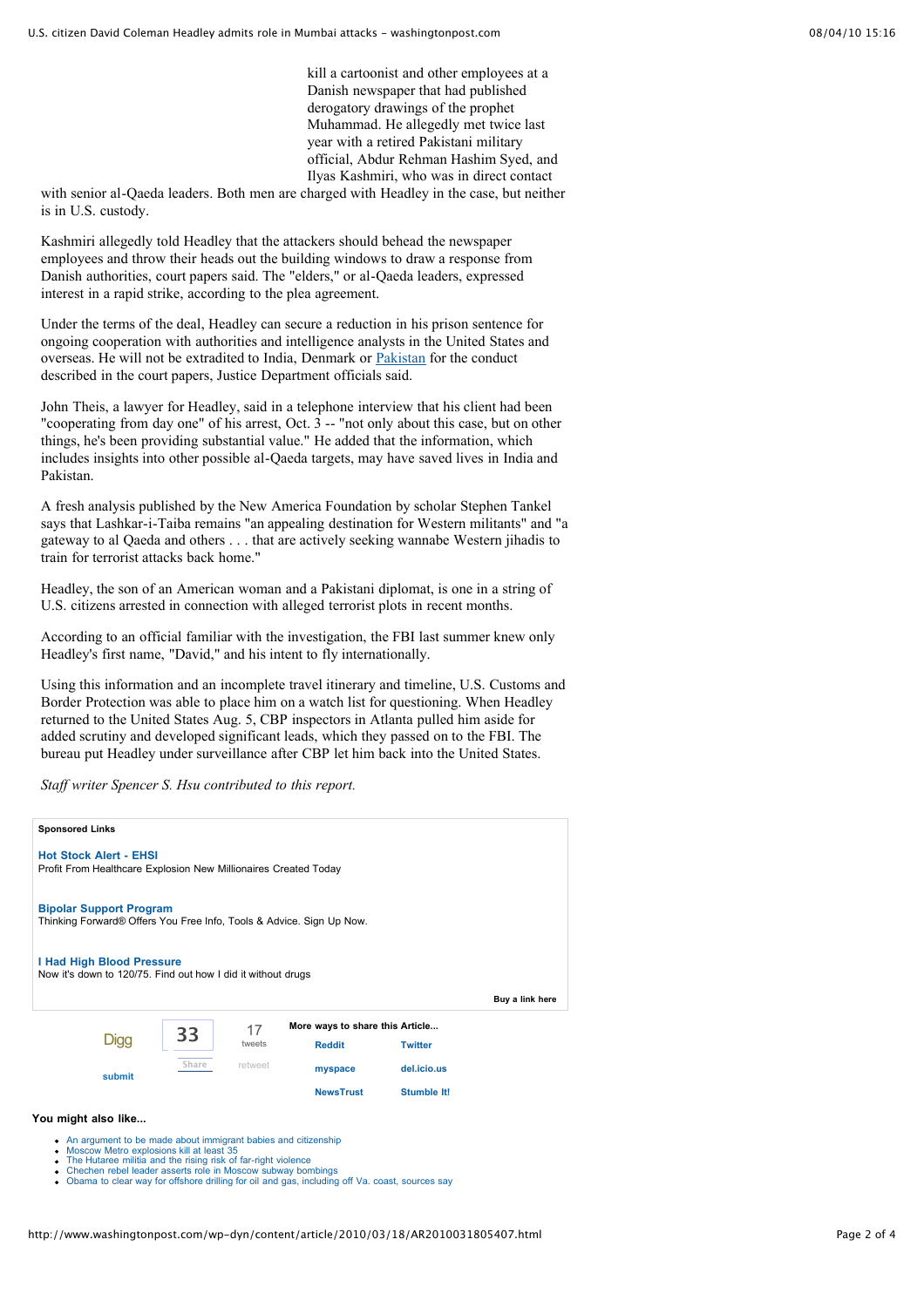kill a cartoonist and other employees at a Danish newspaper that had published derogatory drawings of the prophet Muhammad. He allegedly met twice last year with a retired Pakistani military official, Abdur Rehman Hashim Syed, and Ilyas Kashmiri, who was in direct contact with senior al-Qaeda leaders. Both men are charged with Headley in the case, but neither is in U.S. custody.

Kashmiri allegedly told Headley that the attackers should behead the newspaper employees and throw their heads out the building windows to draw a response from Danish authorities, court papers said. The "elders," or al-Qaeda leaders, expressed interest in a rapid strike, according to the plea agreement.

Under the terms of the deal, Headley can secure a reduction in his prison sentence for ongoing cooperation with authorities and intelligence analysts in the United States and overseas. He will not be extradited to India, Denmark or Pakistan for the conduct described in the court papers, Justice Department officials said.

John Theis, a lawyer for Headley, said in a telephone interview that his client had been "cooperating from day one" of his arrest, Oct. 3 -- "not only about this case, but on other things, he's been providing substantial value." He added that the information, which includes insights into other possible al-Qaeda targets, may have saved lives in India and Pakistan.

A fresh analysis published by the New America Foundation by scholar Stephen Tankel says that Lashkar-i-Taiba remains "an appealing destination for Western militants" and "a gateway to al Qaeda and others . . . that are actively seeking wannabe Western jihadis to train for terrorist attacks back home."

Headley, the son of an American woman and a Pakistani diplomat, is one in a string of U.S. citizens arrested in connection with alleged terrorist plots in recent months.

According to an official familiar with the investigation, the FBI last summer knew only Headley's first name, "David," and his intent to fly internationally.

Using this information and an incomplete travel itinerary and timeline, U.S. Customs and Border Protection was able to place him on a watch list for questioning. When Headley returned to the United States Aug. 5, CBP inspectors in Atlanta pulled him aside for added scrutiny and developed significant leads, which they passed on to the FBI. The bureau put Headley under surveillance after CBP let him back into the United States.

*Staff writer Spencer S. Hsu contributed to this report.*

**Sponsored Links**

**Hot Stock Alert - EHSI**
Profit From Healthcare Explosion New Millionaires Created Today

**Bipolar Support Program**
Thinking Forward® Offers You Free Info, Tools & Advice. Sign Up Now.

**I Had High Blood Pressure**
Now it's down to 120/75. Find out how I did it without drugs

**Buy a link here**

Digg submit | 33 Share | 17 tweets retweet

**More ways to share this Article...**

Reddit | Twitter | myspace | del.icio.us | NewsTrust | Stumble It!

**You might also like...**

- An argument to be made about immigrant babies and citizenship
- Moscow Metro explosions kill at least 35
- The Hutaree militia and the rising risk of far-right violence
- Chechen rebel leader asserts role in Moscow subway bombings
- Obama to clear way for offshore drilling for oil and gas, including off Va. coast, sources say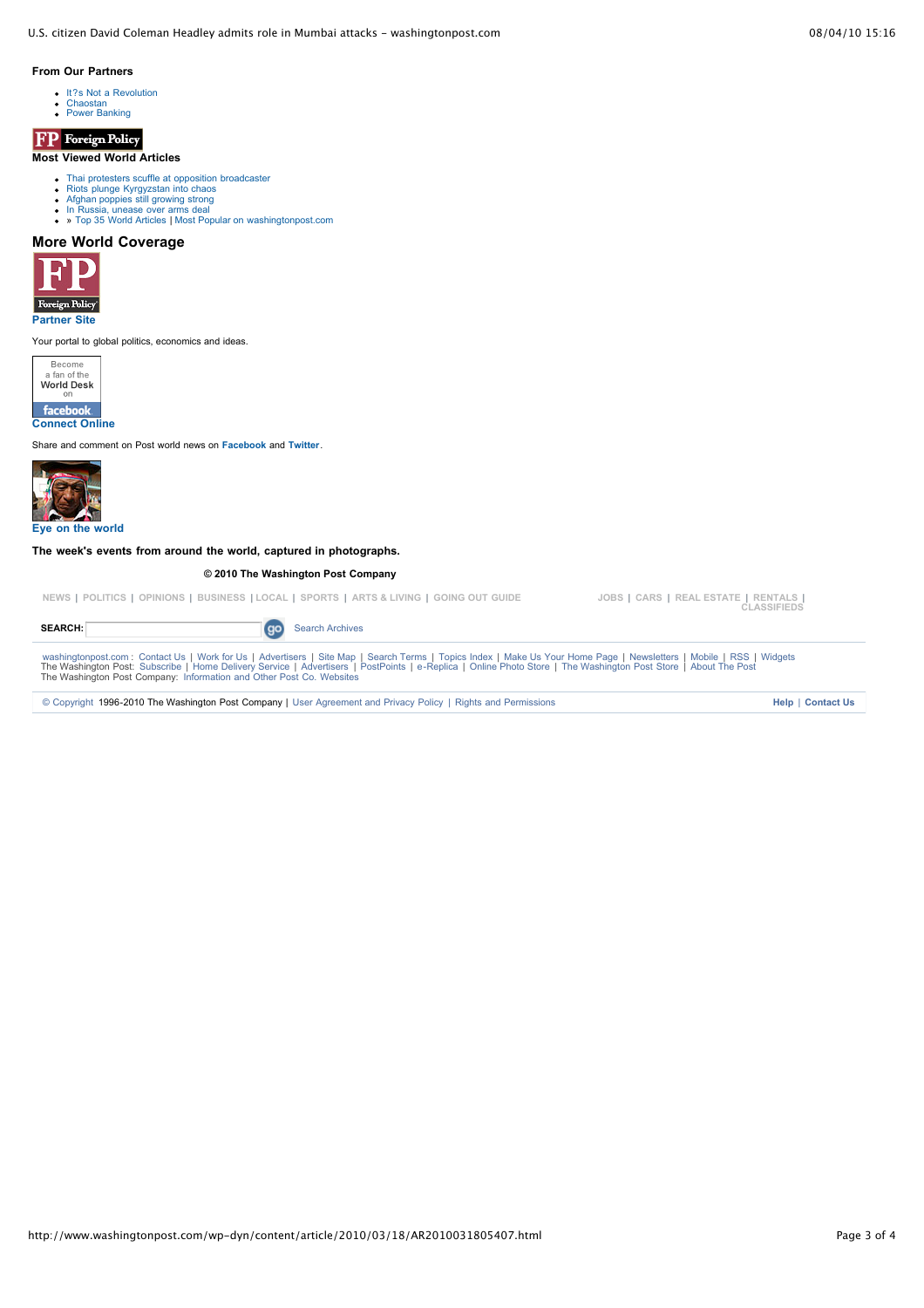**From Our Partners**

- It?s Not a Revolution
- Chaostan
- Power Banking

FP Foreign Policy

**Most Viewed World Articles**

- Thai protesters scuffle at opposition broadcaster
- Riots plunge Kyrgyzstan into chaos
- Afghan poppies still growing strong
- In Russia, unease over arms deal
- » Top 35 World Articles | Most Popular on washingtonpost.com

## More World Coverage

FP Foreign Policy

**Partner Site**

Your portal to global politics, economics and ideas.

Become a fan of the World Desk on facebook

**Connect Online**

Share and comment on Post world news on **Facebook** and **Twitter**.

**Eye on the world**

**The week's events from around the world, captured in photographs.**

**© 2010 The Washington Post Company**

NEWS | POLITICS | OPINIONS | BUSINESS | LOCAL | SPORTS | ARTS & LIVING | GOING OUT GUIDE

JOBS | CARS | REAL ESTATE | RENTALS | CLASSIFIEDS

**SEARCH:** go Search Archives

washingtonpost.com : Contact Us | Work for Us | Advertisers | Site Map | Search Terms | Topics Index | Make Us Your Home Page | Newsletters | Mobile | RSS | Widgets
The Washington Post: Subscribe | Home Delivery Service | Advertisers | PostPoints | e-Replica | Online Photo Store | The Washington Post Store | About The Post
The Washington Post Company: Information and Other Post Co. Websites

© Copyright 1996-2010 The Washington Post Company | User Agreement and Privacy Policy | Rights and Permissions

**Help** | **Contact Us**